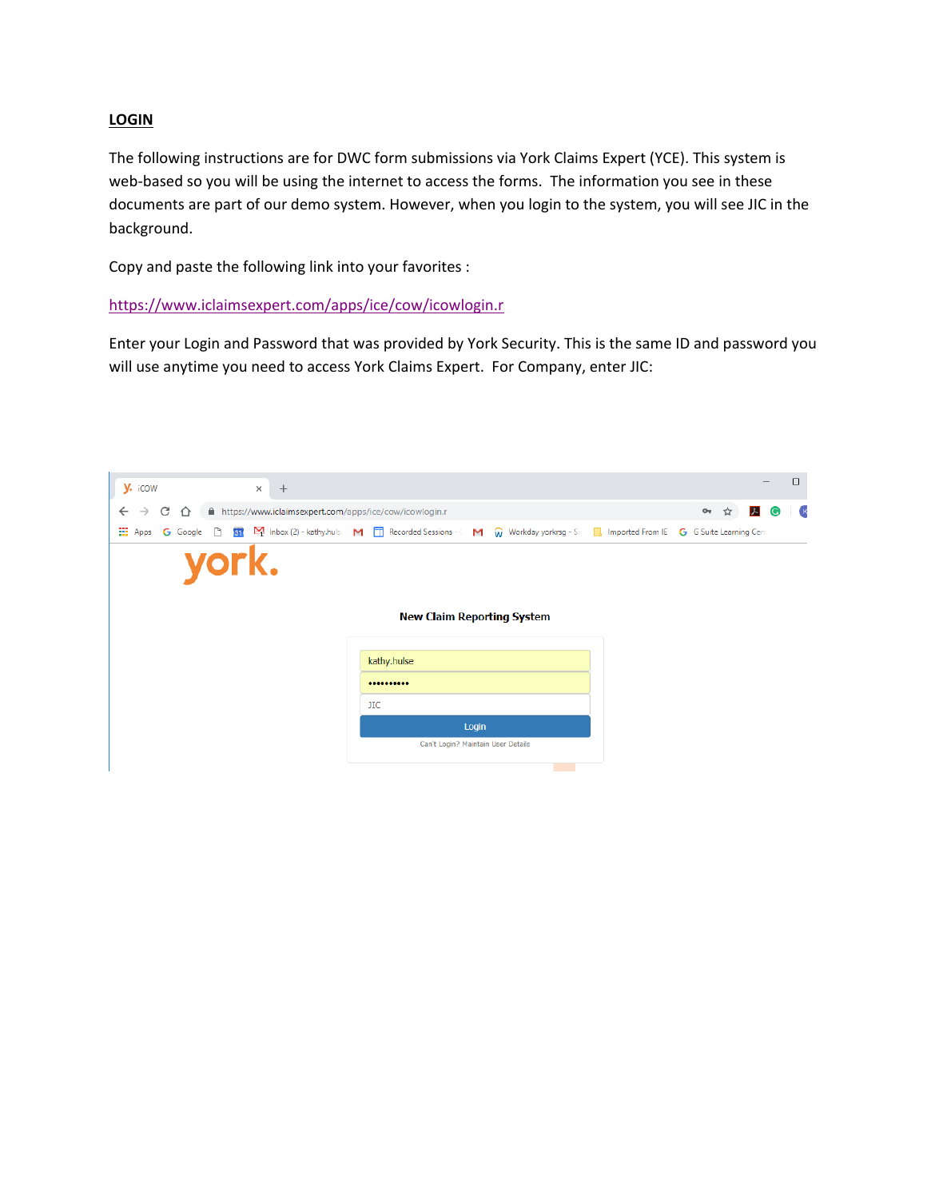**LOGIN**

The following instructions are for DWC form submissions via York Claims Expert (YCE). This system is web-based so you will be using the internet to access the forms. The information you see in these documents are part of our demo system. However, when you login to the system, you will see JIC in the background.

Copy and paste the following link into your favorites :

https://www.iclaimsexpert.com/apps/ice/cow/icowlogin.r

Enter your Login and Password that was provided by York Security. This is the same ID and password you will use anytime you need to access York Claims Expert. For Company, enter JIC: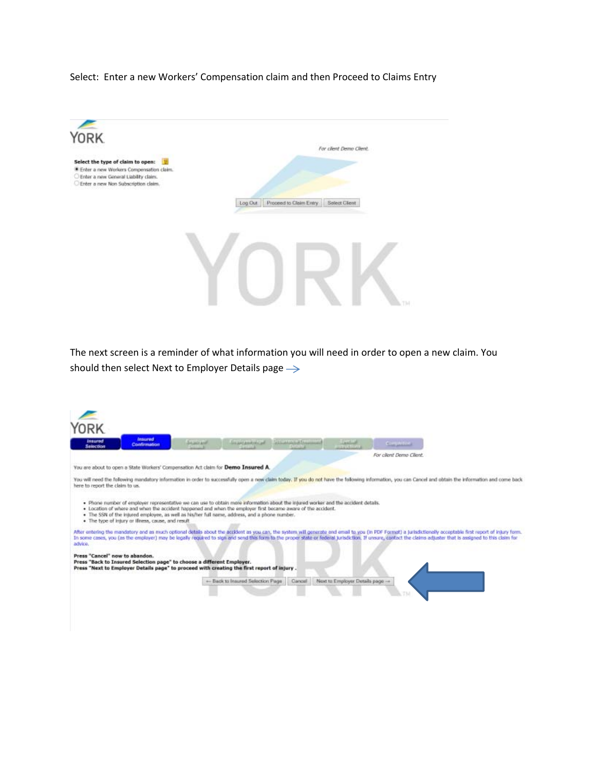Select: Enter a new Workers' Compensation claim and then Proceed to Claims Entry

YORK

For client Demo Client.

**Select the type of claim to open:**

- Enter a new Workers Compensation claim.
- Enter a new General Liability claim.
- Enter a new Non Subscription claim.

Log Out | Proceed to Claim Entry | Select Client

The next screen is a reminder of what information you will need in order to open a new claim. You should then select Next to Employer Details page →

YORK

Insured Selection | Insured Confirmation | Employer Details | Employee/Wage Details | Occurrence/Treatment Details | Special Instructions | Completion

For client Demo Client.

You are about to open a State Workers' Compensation Act claim for **Demo Insured A**.

You will need the following mandatory information in order to successfully open a new claim today. If you do not have the following information, you can Cancel and obtain the information and come back here to report the claim to us.

- Phone number of employer representative we can use to obtain more information about the injured worker and the accident details.
- Location of where and when the accident happened and when the employer first became aware of the accident.
- The SSN of the injured employee, as well as his/her full name, address, and a phone number.
- The type of injury or illness, cause, and result

After entering the mandatory and as much optional details about the accident as you can, the system will generate and email to you (in PDF Format) a jurisdictionally acceptable first report of injury form. In some cases, you (as the employer) may be legally required to sign and send this form to the proper state or federal jurisdiction. If unsure, contact the claims adjuster that is assigned to this claim for advice.

**Press "Cancel" now to abandon.**
**Press "Back to Insured Selection page" to choose a different Employer.**
**Press "Next to Employer Details page" to proceed with creating the first report of injury .**

← Back to Insured Selection Page | Cancel | Next to Employer Details page →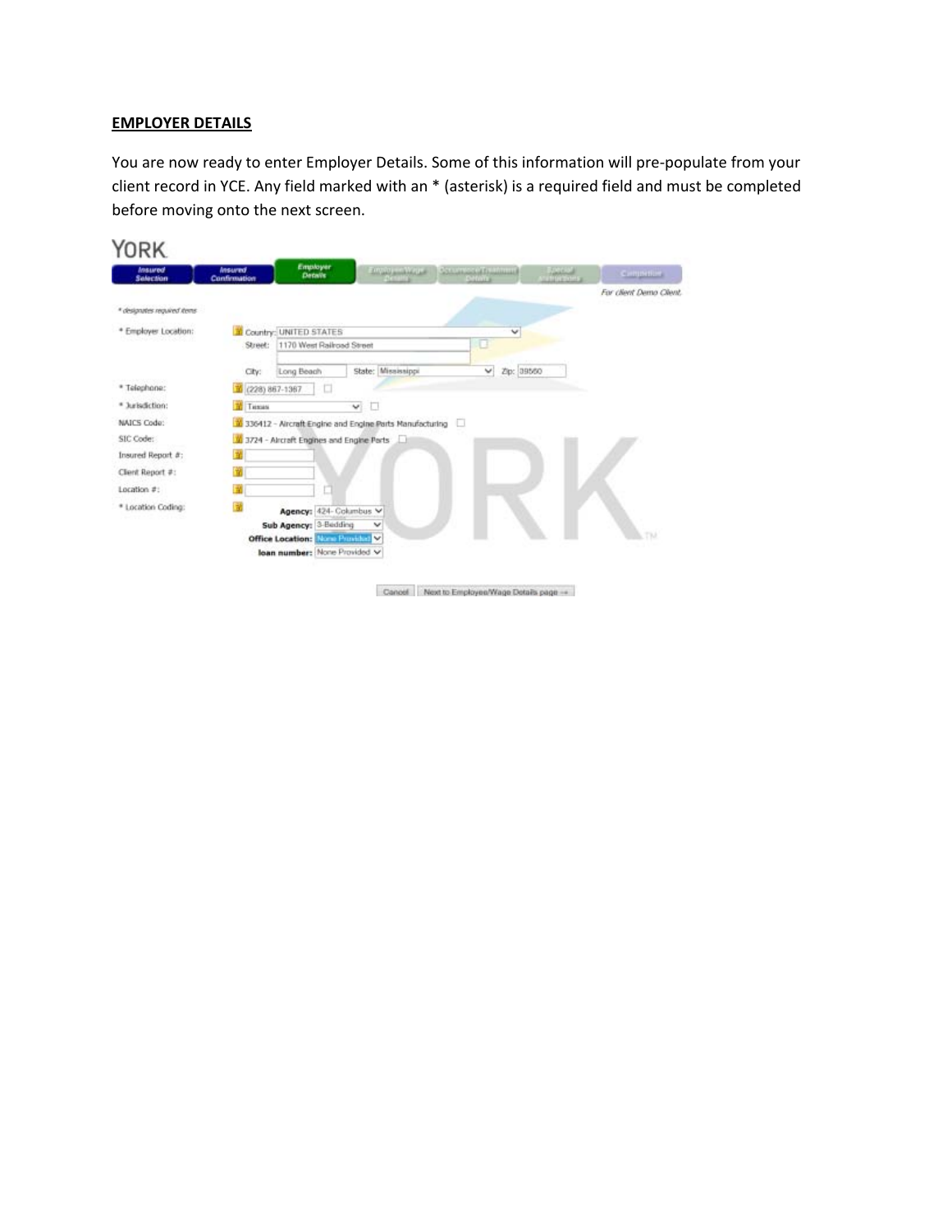**EMPLOYER DETAILS**

You are now ready to enter Employer Details. Some of this information will pre-populate from your client record in YCE. Any field marked with an * (asterisk) is a required field and must be completed before moving onto the next screen.

YORK

Insured Selection | Insured Confirmation | Employer Details | Employee/Wage Details | Occurrence/Treatment Details | Special Instructions | Completion

*For client Demo Client.*

*\* designates required items*

| Field | Value |
| --- | --- |
| * Employer Location: | Country: UNITED STATES<br>Street: 1170 West Railroad Street<br>City: Long Beach State: Mississippi Zip: 39560 |
| * Telephone: | (228) 867-1367 |
| * Jurisdiction: | Texas |
| NAICS Code: | 336412 - Aircraft Engine and Engine Parts Manufacturing |
| SIC Code: | 3724 - Aircraft Engines and Engine Parts |
| Insured Report #: | |
| Client Report #: | |
| Location #: | |
| * Location Coding: | Agency: 424- Columbus<br>Sub Agency: 3-Bedding<br>Office Location: None Provided<br>loan number: None Provided |

Cancel | Next to Employee/Wage Details page →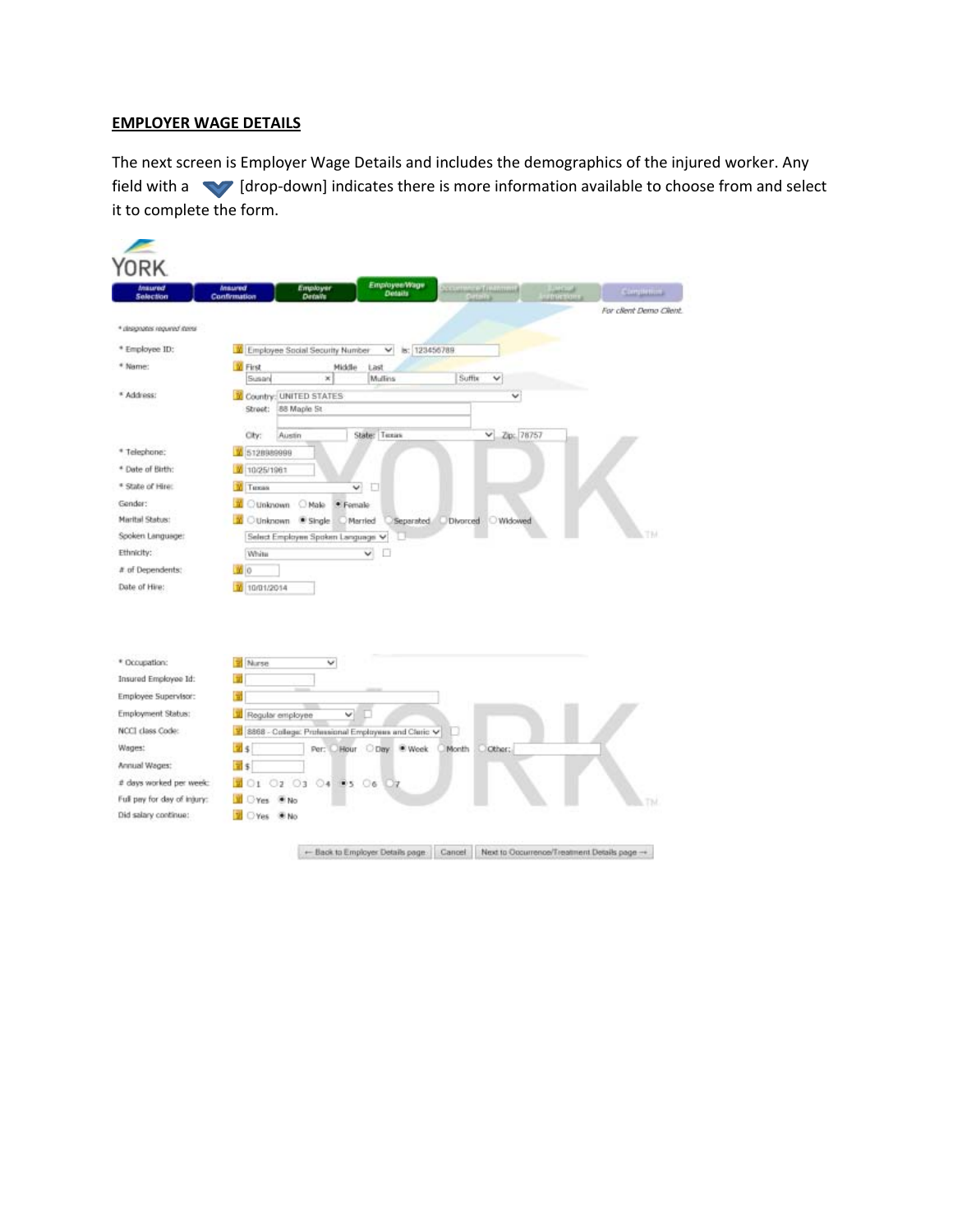## EMPLOYER WAGE DETAILS

The next screen is Employer Wage Details and includes the demographics of the injured worker. Any field with a [drop-down] indicates there is more information available to choose from and select it to complete the form.

YORK

Insured Selection | Insured Confirmation | Employer Details | Employee/Wage Details | Occurrence/Treatment Details | Special Instructions | Completion

*For client Demo Client.*

\* designates required items

| Field | Value |
| --- | --- |
| \* Employee ID: | Employee Social Security Number is: 123456789 |
| \* Name: | First: Susan Middle: Last: Mullins Suffix |
| \* Address: | Country: UNITED STATES Street: 88 Maple St City: Austin State: Texas Zip: 78757 |
| \* Telephone: | 5128989999 |
| \* Date of Birth: | 10/25/1961 |
| \* State of Hire: | Texas |
| Gender: | Unknown / Male / Female (selected) |
| Marital Status: | Unknown / Single (selected) / Married / Separated / Divorced / Widowed |
| Spoken Language: | Select Employee Spoken Language |
| Ethnicity: | White |
| # of Dependents: | 0 |
| Date of Hire: | 10/01/2014 |
| \* Occupation: | Nurse |
| Insured Employee Id: | |
| Employee Supervisor: | |
| Employment Status: | Regular employee |
| NCCI class Code: | 8868 - College: Professional Employees and Cleric |
| Wages: | $ Per: Hour / Day / Week (selected) / Month / Other: |
| Annual Wages: | $ |
| # days worked per week: | 1 / 2 / 3 / 4 / 5 (selected) / 6 / 7 |
| Full pay for day of injury: | Yes / No (selected) |
| Did salary continue: | Yes / No (selected) |

← Back to Employer Details page | Cancel | Next to Occurrence/Treatment Details page →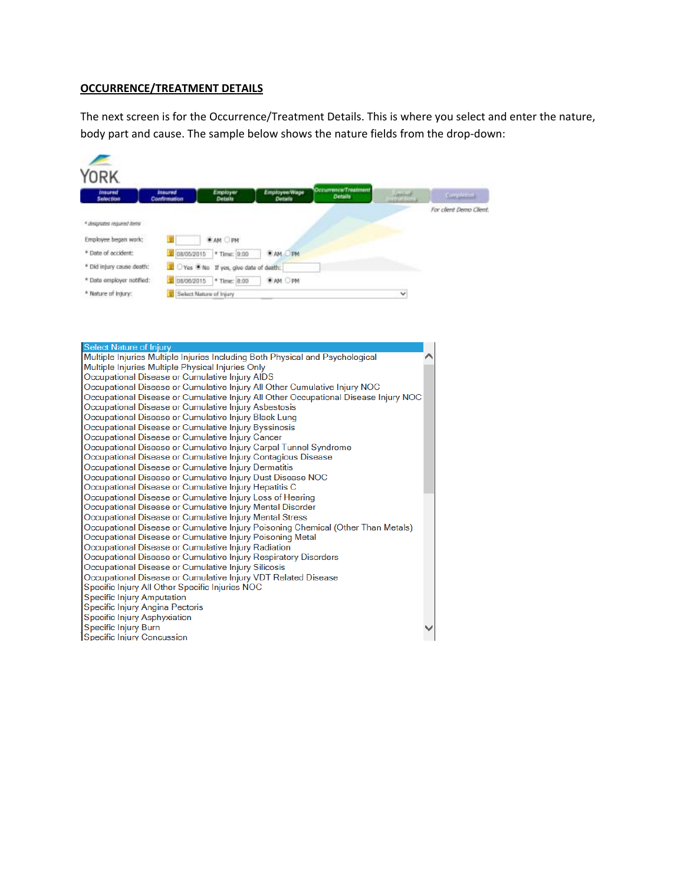## OCCURRENCE/TREATMENT DETAILS

The next screen is for the Occurrence/Treatment Details. This is where you select and enter the nature, body part and cause. The sample below shows the nature fields from the drop-down:

YORK

Insured Selection | Insured Confirmation | Employer Details | Employee/Wage Details | Occurrence/Treatment Details | Special Instructions | Completion

*For client Demo Client.*

* designates required items

Employee began work: AM PM

* Date of accident: 08/05/2015 * Time: 9:00 AM PM

* Did injury cause death: Yes No If yes, give date of death:

* Date employer notified: 08/06/2015 * Time: 8:00 AM PM

* Nature of Injury: Select Nature of Injury

Select Nature of Injury
Multiple Injuries Multiple Injuries Including Both Physical and Psychological
Multiple Injuries Multiple Physical Injuries Only
Occupational Disease or Cumulative Injury AIDS
Occupational Disease or Cumulative Injury All Other Cumulative Injury NOC
Occupational Disease or Cumulative Injury All Other Occupational Disease Injury NOC
Occupational Disease or Cumulative Injury Asbestosis
Occupational Disease or Cumulative Injury Black Lung
Occupational Disease or Cumulative Injury Byssinosis
Occupational Disease or Cumulative Injury Cancer
Occupational Disease or Cumulative Injury Carpal Tunnel Syndrome
Occupational Disease or Cumulative Injury Contagious Disease
Occupational Disease or Cumulative Injury Dermatitis
Occupational Disease or Cumulative Injury Dust Disease NOC
Occupational Disease or Cumulative Injury Hepatitis C
Occupational Disease or Cumulative Injury Loss of Hearing
Occupational Disease or Cumulative Injury Mental Disorder
Occupational Disease or Cumulative Injury Mental Stress
Occupational Disease or Cumulative Injury Poisoning Chemical (Other Than Metals)
Occupational Disease or Cumulative Injury Poisoning Metal
Occupational Disease or Cumulative Injury Radiation
Occupational Disease or Cumulative Injury Respiratory Disorders
Occupational Disease or Cumulative Injury Silicosis
Occupational Disease or Cumulative Injury VDT Related Disease
Specific Injury All Other Specific Injuries NOC
Specific Injury Amputation
Specific Injury Angina Pectoris
Specific Injury Asphyxiation
Specific Injury Burn
Specific Injury Concussion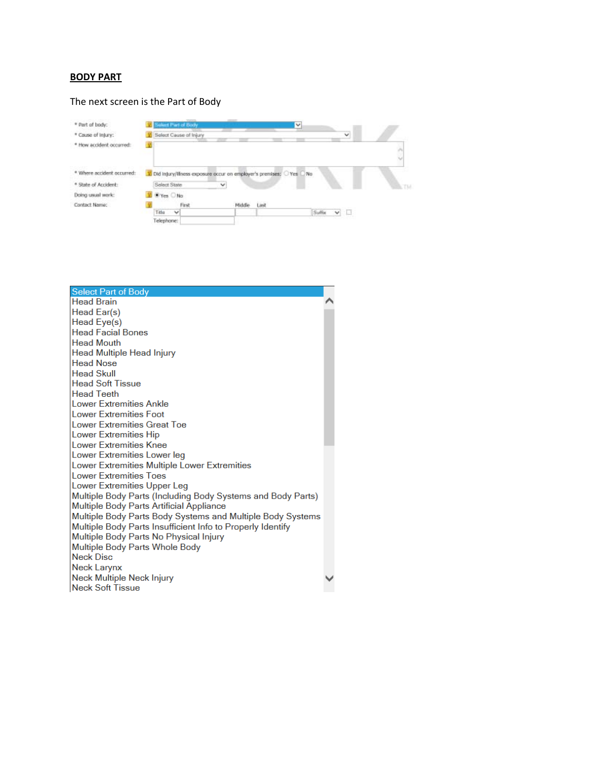## BODY PART

The next screen is the Part of Body

* Part of body: Select Part of Body
* Cause of Injury: Select Cause of Injury
* How accident occurred:
* Where accident occurred: Did Injury/Illness exposure occur on employer's premises: Yes No
* State of Accident: Select State

Doing usual work: Yes No

Contact Name: Title First Middle Last Suffix

Telephone:

Select Part of Body
Head Brain
Head Ear(s)
Head Eye(s)
Head Facial Bones
Head Mouth
Head Multiple Head Injury
Head Nose
Head Skull
Head Soft Tissue
Head Teeth
Lower Extremities Ankle
Lower Extremities Foot
Lower Extremities Great Toe
Lower Extremities Hip
Lower Extremities Knee
Lower Extremities Lower leg
Lower Extremities Multiple Lower Extremities
Lower Extremities Toes
Lower Extremities Upper Leg
Multiple Body Parts (Including Body Systems and Body Parts)
Multiple Body Parts Artificial Appliance
Multiple Body Parts Body Systems and Multiple Body Systems
Multiple Body Parts Insufficient Info to Properly Identify
Multiple Body Parts No Physical Injury
Multiple Body Parts Whole Body
Neck Disc
Neck Larynx
Neck Multiple Neck Injury
Neck Soft Tissue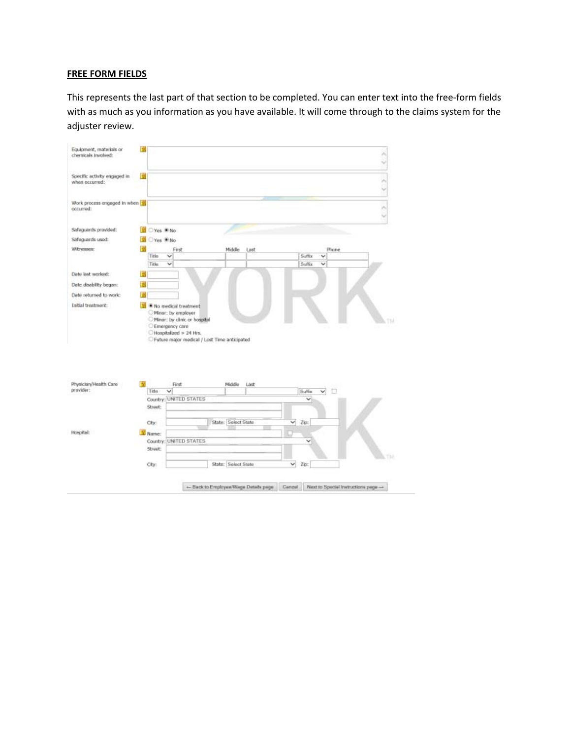## FREE FORM FIELDS

This represents the last part of that section to be completed. You can enter text into the free-form fields with as much as you information as you have available. It will come through to the claims system for the adjuster review.

Equipment, materials or chemicals involved:

Specific activity engaged in when occurred:

Work process engaged in when occurred:

Safeguards provided: ○ Yes ◉ No

Safeguards used: ○ Yes ◉ No

Witnesses: Title | First | Middle | Last | Suffix | Phone

Date last worked:

Date disability began:

Date returned to work:

Initial treatment:
- ◉ No medical treatment
- ○ Minor: by employer
- ○ Minor: by clinic or hospital
- ○ Emergency care
- ○ Hospitalized > 24 Hrs.
- ○ Future major medical / Lost Time anticipated

Physician/Health Care provider: Title | First | Middle | Last | Suffix
Country: UNITED STATES
Street:
City: State: Select State Zip:

Hospital: Name:
Country: UNITED STATES
Street:
City: State: Select State Zip:

← Back to Employee/Wage Details page | Cancel | Next to Special Instructions page →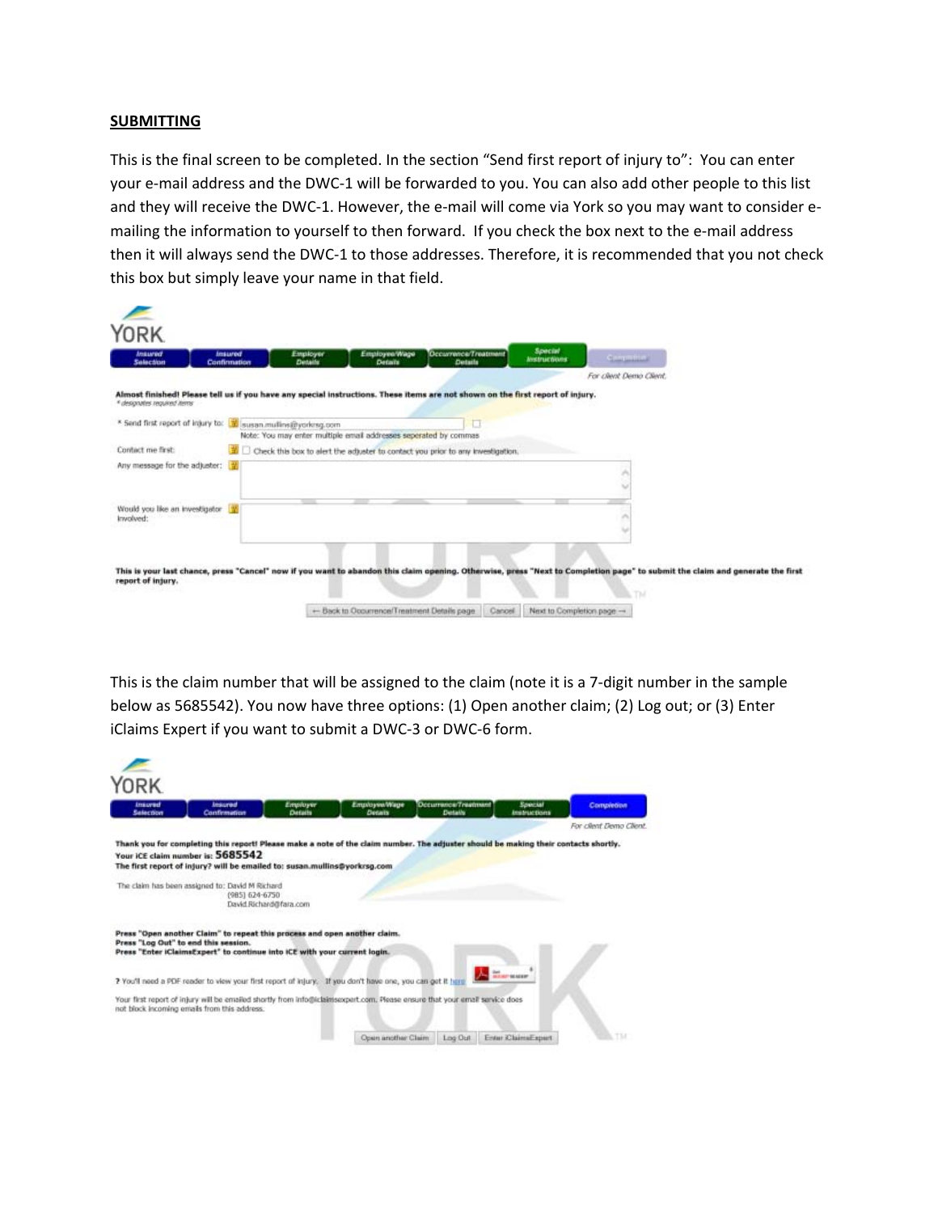**SUBMITTING**

This is the final screen to be completed. In the section "Send first report of injury to": You can enter your e-mail address and the DWC-1 will be forwarded to you. You can also add other people to this list and they will receive the DWC-1. However, the e-mail will come via York so you may want to consider e-mailing the information to yourself to then forward. If you check the box next to the e-mail address then it will always send the DWC-1 to those addresses. Therefore, it is recommended that you not check this box but simply leave your name in that field.

YORK

Insured Selection | Insured Confirmation | Employer Details | Employee/Wage Details | Occurrence/Treatment Details | Special Instructions | Completion

For client Demo Client.

**Almost finished! Please tell us if you have any special instructions. These items are not shown on the first report of injury.**

* designates required items

* Send first report of injury to: susan.mullins@yorkrsg.com

Note: You may enter multiple email addresses seperated by commas

Contact me first: Check this box to alert the adjuster to contact you prior to any investigation.

Any message for the adjuster:

Would you like an investigator involved:

**This is your last chance, press "Cancel" now if you want to abandon this claim opening. Otherwise, press "Next to Completion page" to submit the claim and generate the first report of injury.**

← Back to Occurrence/Treatment Details page | Cancel | Next to Completion page →

This is the claim number that will be assigned to the claim (note it is a 7-digit number in the sample below as 5685542). You now have three options: (1) Open another claim; (2) Log out; or (3) Enter iClaims Expert if you want to submit a DWC-3 or DWC-6 form.

YORK

Insured Selection | Insured Confirmation | Employer Details | Employee/Wage Details | Occurrence/Treatment Details | Special Instructions | Completion

For client Demo Client.

**Thank you for completing this report! Please make a note of the claim number. The adjuster should be making their contacts shortly.**

**Your ICE claim number is: 5685542**

**The first report of injury? will be emailed to: susan.mullins@yorkrsg.com**

The claim has been assigned to: David M Richard
(985) 624-6750
David.Richard@fara.com

**Press "Open another Claim" to repeat this process and open another claim.**
**Press "Log Out" to end this session.**
**Press "Enter iClaimsExpert" to continue into ICE with your current login.**

? You'll need a PDF reader to view your first report of injury. If you don't have one, you can get it here

Your first report of injury will be emailed shortly from info@iclaimsexpert.com. Please ensure that your email service does not block incoming emails from this address.

Open another Claim | Log Out | Enter iClaimsExpert